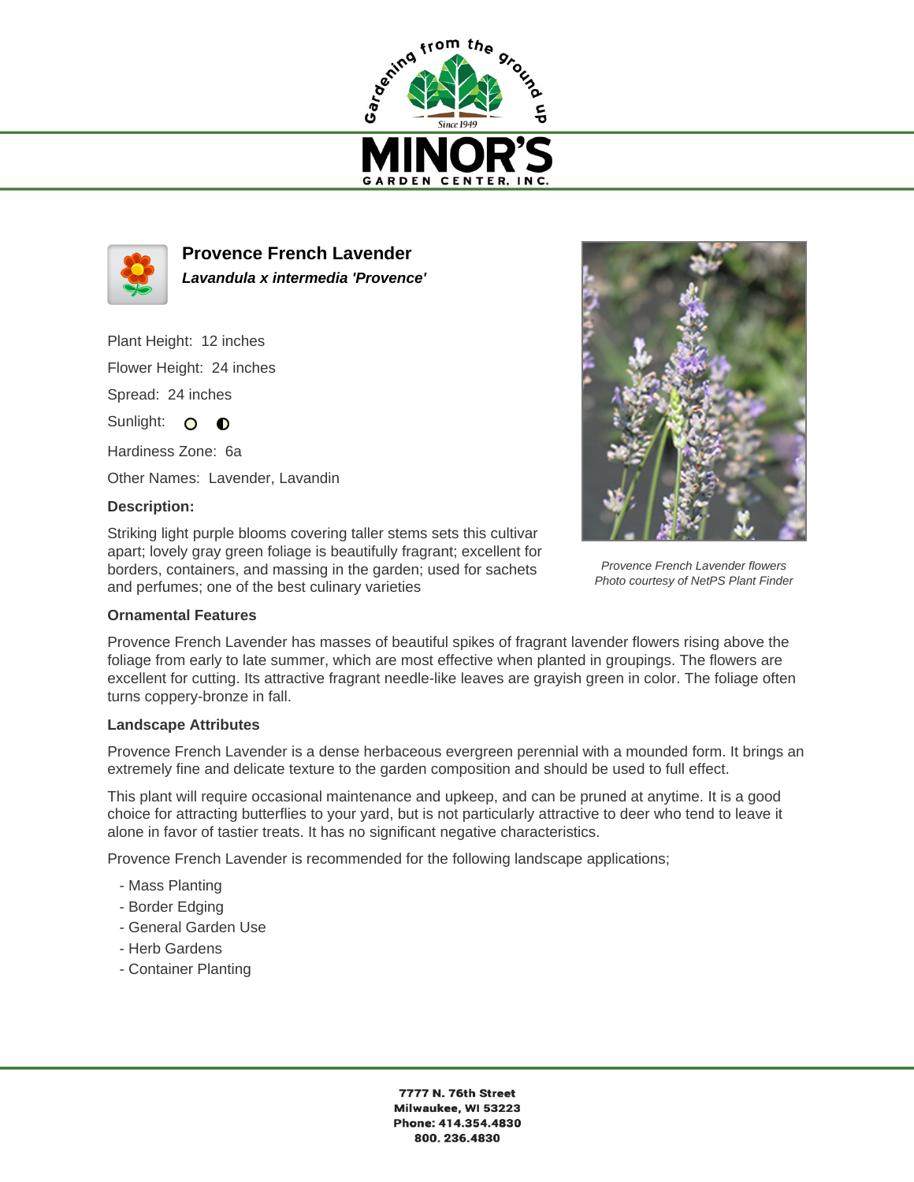# Provence French Lavender

***Lavandula x intermedia 'Provence'***

Plant Height: 12 inches

Flower Height: 24 inches

Spread: 24 inches

Sunlight:

Hardiness Zone: 6a

Other Names: Lavender, Lavandin

**Description:**

Striking light purple blooms covering taller stems sets this cultivar apart; lovely gray green foliage is beautifully fragrant; excellent for borders, containers, and massing in the garden; used for sachets and perfumes; one of the best culinary varieties

*Provence French Lavender flowers*
*Photo courtesy of NetPS Plant Finder*

**Ornamental Features**

Provence French Lavender has masses of beautiful spikes of fragrant lavender flowers rising above the foliage from early to late summer, which are most effective when planted in groupings. The flowers are excellent for cutting. Its attractive fragrant needle-like leaves are grayish green in color. The foliage often turns coppery-bronze in fall.

**Landscape Attributes**

Provence French Lavender is a dense herbaceous evergreen perennial with a mounded form. It brings an extremely fine and delicate texture to the garden composition and should be used to full effect.

This plant will require occasional maintenance and upkeep, and can be pruned at anytime. It is a good choice for attracting butterflies to your yard, but is not particularly attractive to deer who tend to leave it alone in favor of tastier treats. It has no significant negative characteristics.

Provence French Lavender is recommended for the following landscape applications;

- Mass Planting
- Border Edging
- General Garden Use
- Herb Gardens
- Container Planting

**7777 N. 76th Street**
**Milwaukee, WI 53223**
**Phone: 414.354.4830**
**800. 236.4830**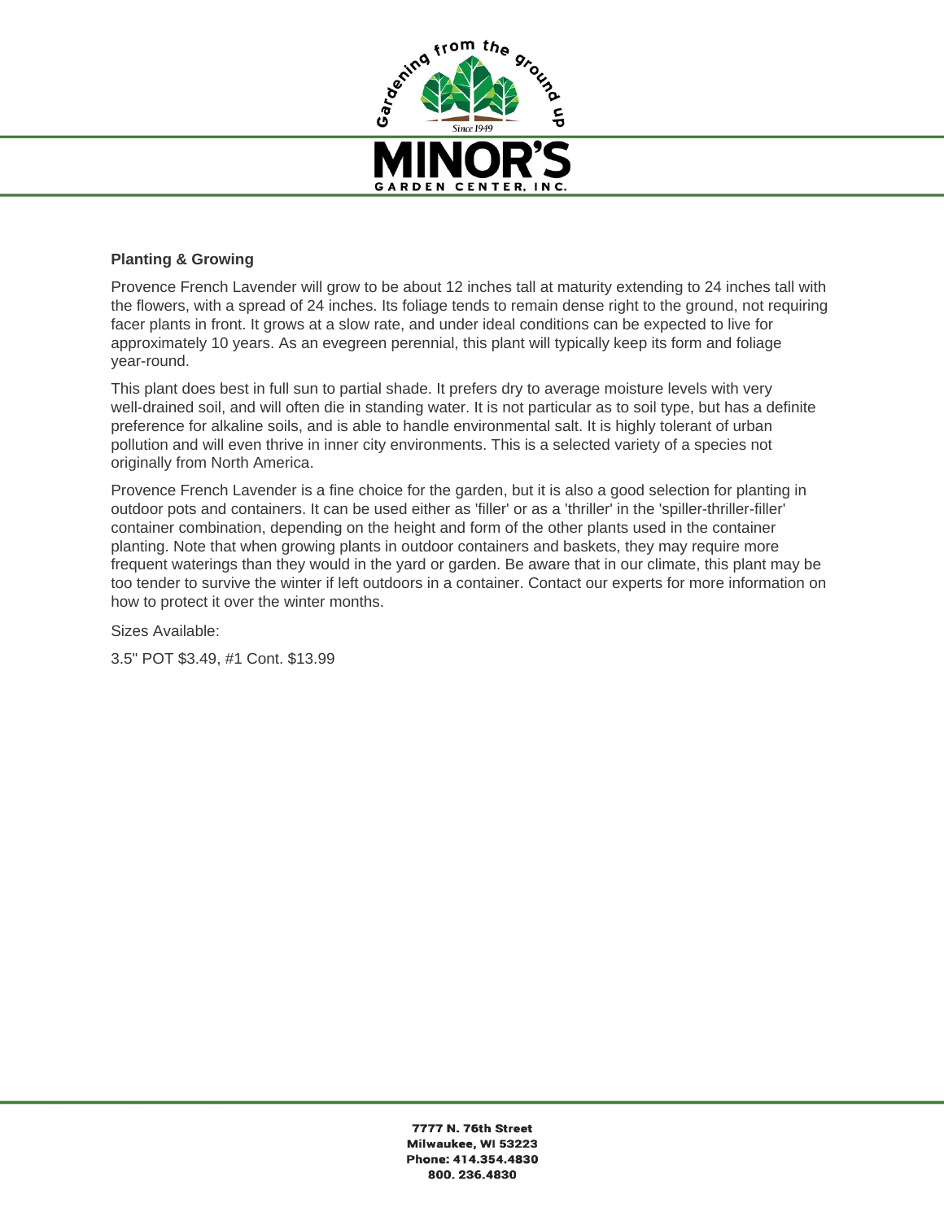**Planting & Growing**

Provence French Lavender will grow to be about 12 inches tall at maturity extending to 24 inches tall with the flowers, with a spread of 24 inches. Its foliage tends to remain dense right to the ground, not requiring facer plants in front. It grows at a slow rate, and under ideal conditions can be expected to live for approximately 10 years. As an evegreen perennial, this plant will typically keep its form and foliage year-round.

This plant does best in full sun to partial shade. It prefers dry to average moisture levels with very well-drained soil, and will often die in standing water. It is not particular as to soil type, but has a definite preference for alkaline soils, and is able to handle environmental salt. It is highly tolerant of urban pollution and will even thrive in inner city environments. This is a selected variety of a species not originally from North America.

Provence French Lavender is a fine choice for the garden, but it is also a good selection for planting in outdoor pots and containers. It can be used either as 'filler' or as a 'thriller' in the 'spiller-thriller-filler' container combination, depending on the height and form of the other plants used in the container planting. Note that when growing plants in outdoor containers and baskets, they may require more frequent waterings than they would in the yard or garden. Be aware that in our climate, this plant may be too tender to survive the winter if left outdoors in a container. Contact our experts for more information on how to protect it over the winter months.

Sizes Available:

3.5" POT $3.49, #1 Cont. $13.99